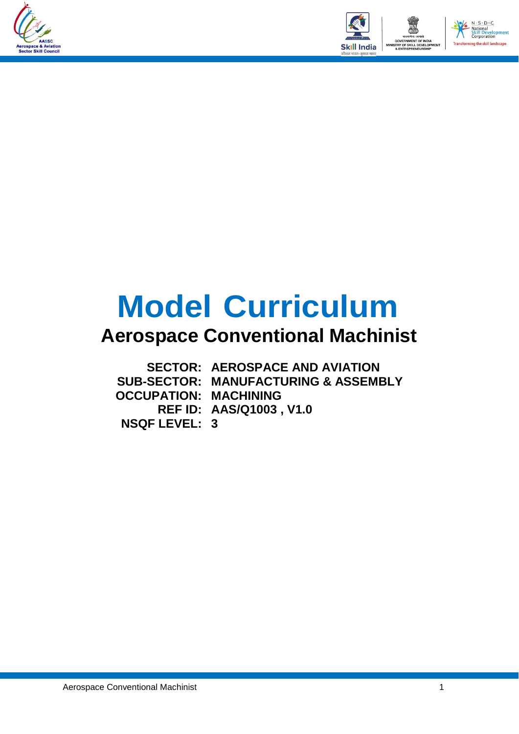# Model Curriculum

## Aerospace Conventional Machinist

**SECTOR:** AEROSPACE AND AVIATION
**SUB-SECTOR:** MANUFACTURING & ASSEMBLY
**OCCUPATION:** MACHINING
**REF ID:** AAS/Q1003 , V1.0
**NSQF LEVEL:** 3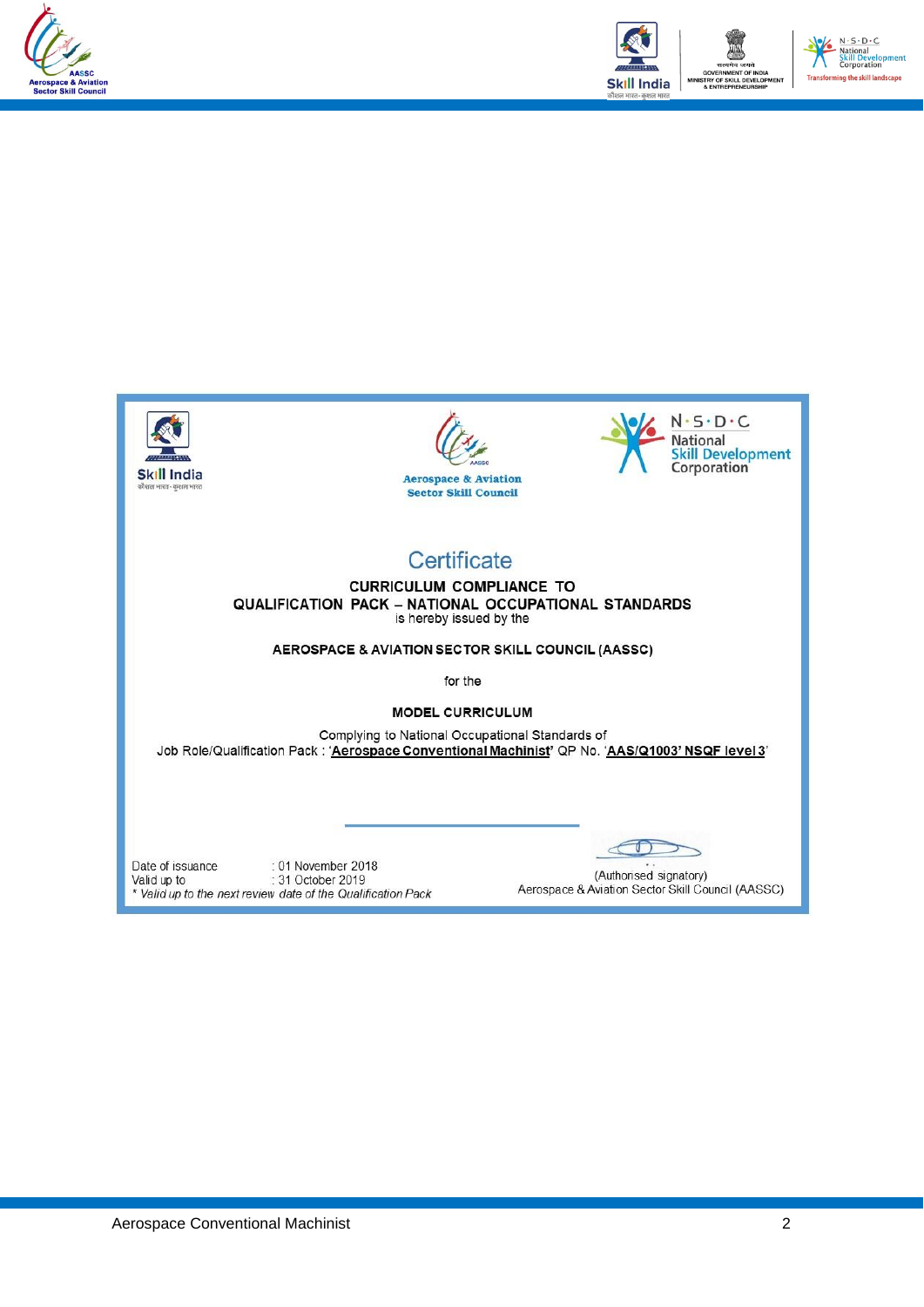Skill India

Aerospace & Aviation Sector Skill Council

N·S·D·C National Skill Development Corporation

# Certificate

**CURRICULUM COMPLIANCE TO QUALIFICATION PACK – NATIONAL OCCUPATIONAL STANDARDS**

is hereby issued by the

**AEROSPACE & AVIATION SECTOR SKILL COUNCIL (AASSC)**

for the

**MODEL CURRICULUM**

Complying to National Occupational Standards of Job Role/Qualification Pack : '**Aerospace Conventional Machinist**' QP No. '**AAS/Q1003' NSQF level 3**'

Date of issuance : 01 November 2018

Valid up to : 31 October 2019

*\* Valid up to the next review date of the Qualification Pack*

(Authorised signatory)
Aerospace & Aviation Sector Skill Council (AASSC)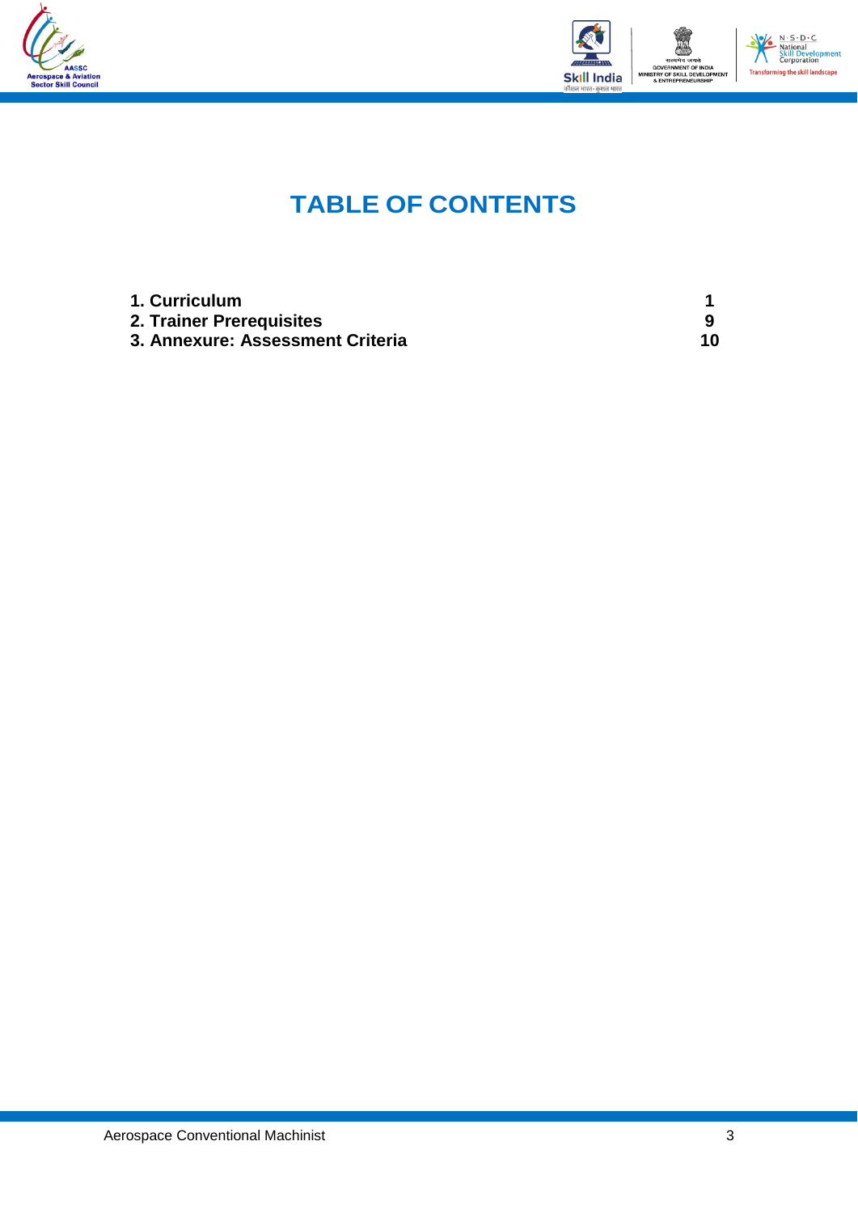# TABLE OF CONTENTS

| | |
|---|---|
| **1. Curriculum** | **1** |
| **2. Trainer Prerequisites** | **9** |
| **3. Annexure: Assessment Criteria** | **10** |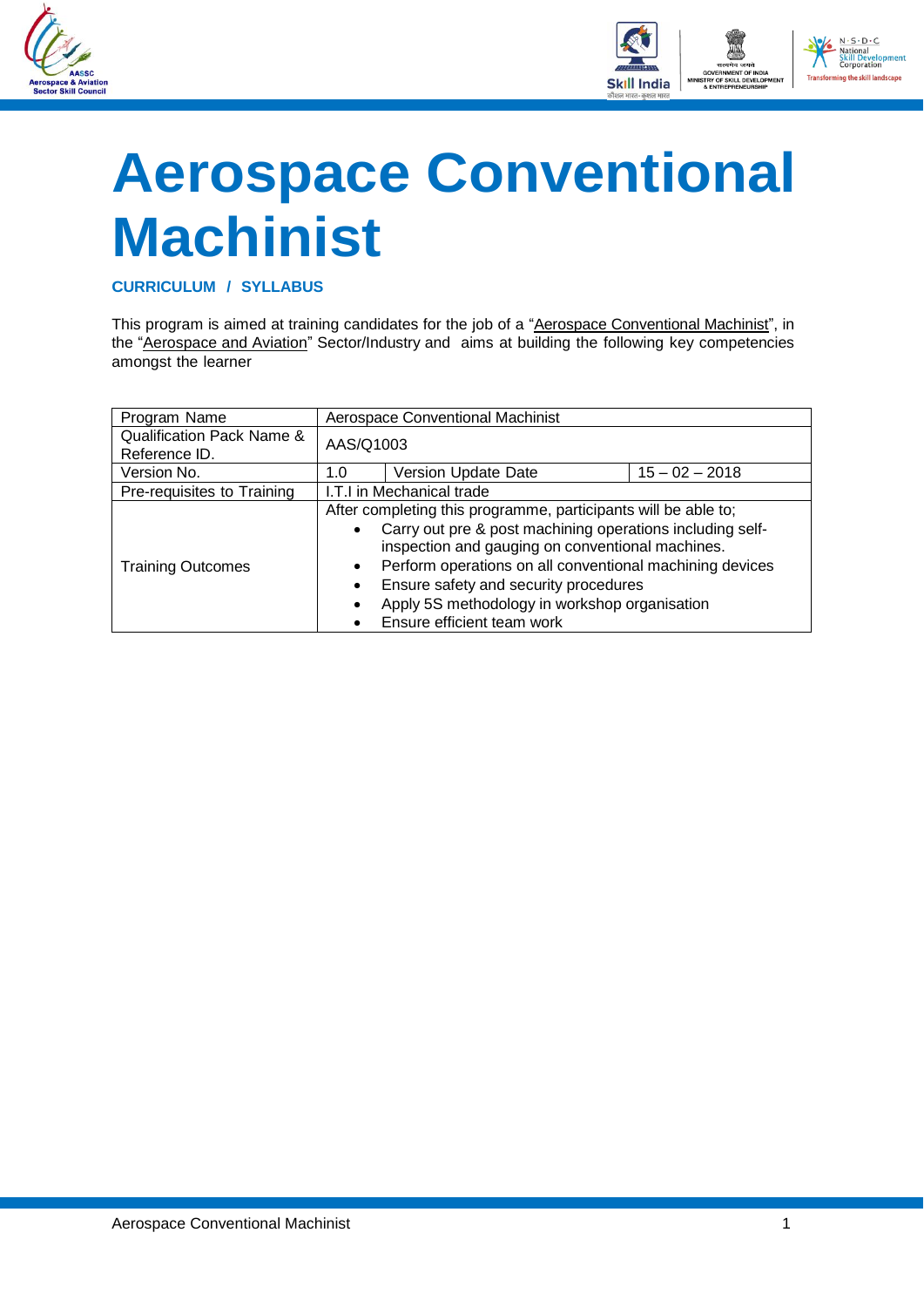# Aerospace Conventional Machinist

**CURRICULUM / SYLLABUS**

This program is aimed at training candidates for the job of a "Aerospace Conventional Machinist", in the "Aerospace and Aviation" Sector/Industry and aims at building the following key competencies amongst the learner

| Program Name | Aerospace Conventional Machinist | | |
|---|---|---|---|
| Qualification Pack Name & Reference ID. | AAS/Q1003 | | |
| Version No. | 1.0 | Version Update Date | 15 – 02 – 2018 |
| Pre-requisites to Training | I.T.I in Mechanical trade | | |
| Training Outcomes | After completing this programme, participants will be able to;<br>• Carry out pre & post machining operations including self-inspection and gauging on conventional machines.<br>• Perform operations on all conventional machining devices<br>• Ensure safety and security procedures<br>• Apply 5S methodology in workshop organisation<br>• Ensure efficient team work | | |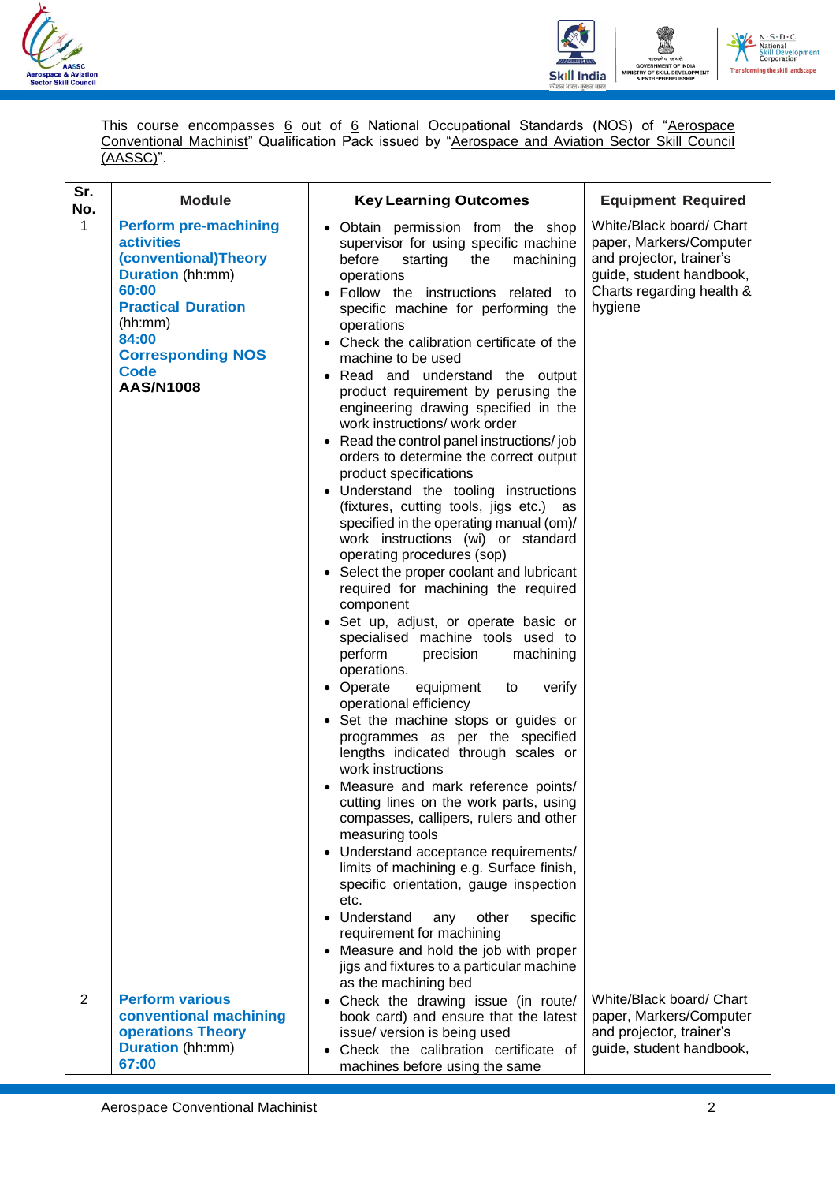This course encompasses 6 out of 6 National Occupational Standards (NOS) of "Aerospace Conventional Machinist" Qualification Pack issued by "Aerospace and Aviation Sector Skill Council (AASSC)".

| Sr. No. | Module | Key Learning Outcomes | Equipment Required |
|---|---|---|---|
| 1 | **Perform pre-machining activities (conventional)Theory Duration** (hh:mm)<br>**60:00**<br>**Practical Duration** (hh:mm)<br>**84:00**<br>**Corresponding NOS Code**<br>**AAS/N1008** | • Obtain permission from the shop supervisor for using specific machine before starting the machining operations<br>• Follow the instructions related to specific machine for performing the operations<br>• Check the calibration certificate of the machine to be used<br>• Read and understand the output product requirement by perusing the engineering drawing specified in the work instructions/ work order<br>• Read the control panel instructions/ job orders to determine the correct output product specifications<br>• Understand the tooling instructions (fixtures, cutting tools, jigs etc.) as specified in the operating manual (om)/ work instructions (wi) or standard operating procedures (sop)<br>• Select the proper coolant and lubricant required for machining the required component<br>• Set up, adjust, or operate basic or specialised machine tools used to perform precision machining operations.<br>• Operate equipment to verify operational efficiency<br>• Set the machine stops or guides or programmes as per the specified lengths indicated through scales or work instructions<br>• Measure and mark reference points/ cutting lines on the work parts, using compasses, callipers, rulers and other measuring tools<br>• Understand acceptance requirements/ limits of machining e.g. Surface finish, specific orientation, gauge inspection etc.<br>• Understand any other specific requirement for machining<br>• Measure and hold the job with proper jigs and fixtures to a particular machine as the machining bed | White/Black board/ Chart paper, Markers/Computer and projector, trainer's guide, student handbook, Charts regarding health & hygiene |
| 2 | **Perform various conventional machining operations Theory Duration** (hh:mm)<br>**67:00** | • Check the drawing issue (in route/ book card) and ensure that the latest issue/ version is being used<br>• Check the calibration certificate of machines before using the same | White/Black board/ Chart paper, Markers/Computer and projector, trainer's guide, student handbook, |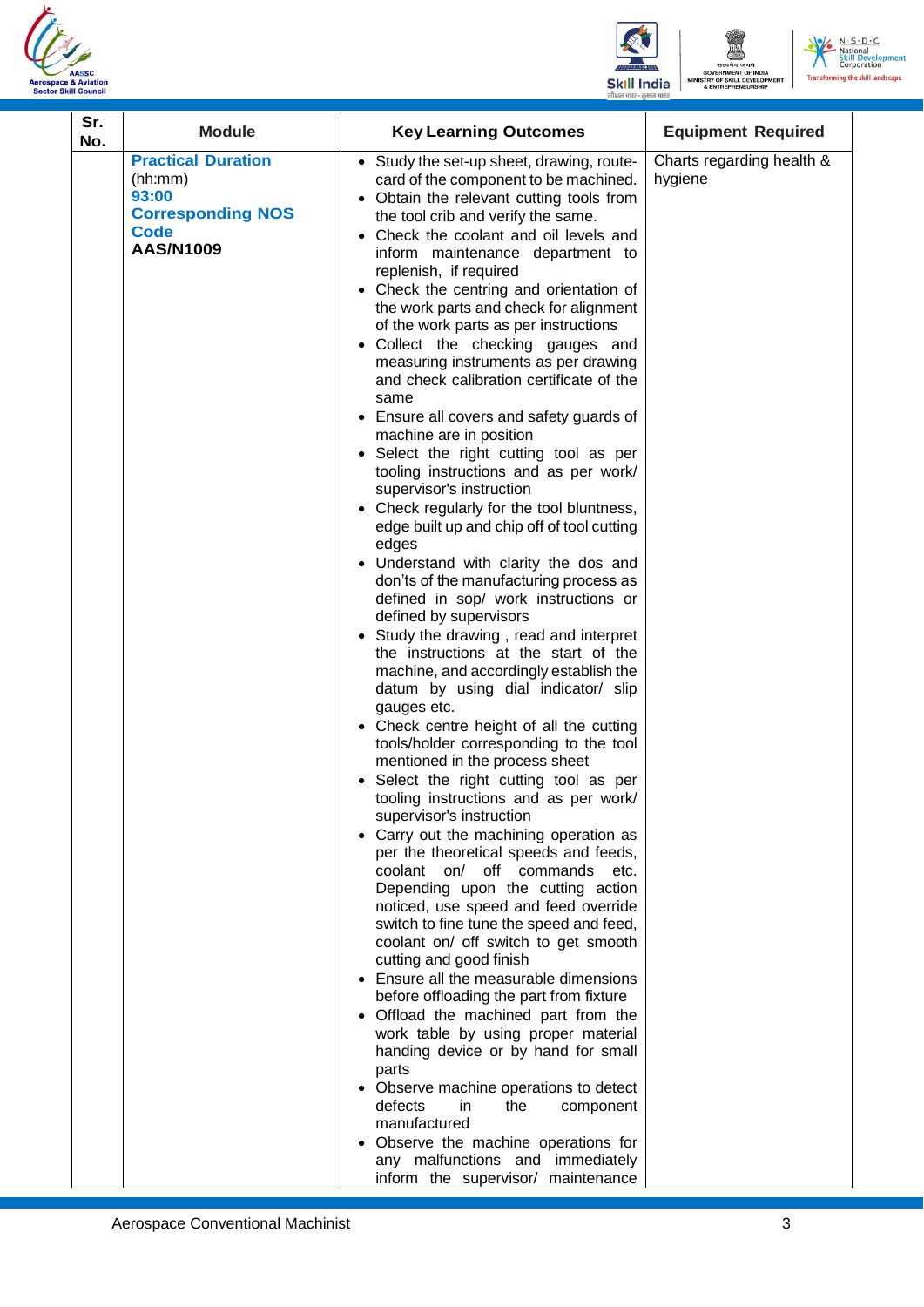| Sr. No. | Module | Key Learning Outcomes | Equipment Required |
|---|---|---|---|
| | **Practical Duration** (hh:mm) **93:00** **Corresponding NOS Code** **AAS/N1009** | • Study the set-up sheet, drawing, route-card of the component to be machined.<br>• Obtain the relevant cutting tools from the tool crib and verify the same.<br>• Check the coolant and oil levels and inform maintenance department to replenish, if required<br>• Check the centring and orientation of the work parts and check for alignment of the work parts as per instructions<br>• Collect the checking gauges and measuring instruments as per drawing and check calibration certificate of the same<br>• Ensure all covers and safety guards of machine are in position<br>• Select the right cutting tool as per tooling instructions and as per work/ supervisor's instruction<br>• Check regularly for the tool bluntness, edge built up and chip off of tool cutting edges<br>• Understand with clarity the dos and don'ts of the manufacturing process as defined in sop/ work instructions or defined by supervisors<br>• Study the drawing , read and interpret the instructions at the start of the machine, and accordingly establish the datum by using dial indicator/ slip gauges etc.<br>• Check centre height of all the cutting tools/holder corresponding to the tool mentioned in the process sheet<br>• Select the right cutting tool as per tooling instructions and as per work/ supervisor's instruction<br>• Carry out the machining operation as per the theoretical speeds and feeds, coolant on/ off commands etc. Depending upon the cutting action noticed, use speed and feed override switch to fine tune the speed and feed, coolant on/ off switch to get smooth cutting and good finish<br>• Ensure all the measurable dimensions before offloading the part from fixture<br>• Offload the machined part from the work table by using proper material handing device or by hand for small parts<br>• Observe machine operations to detect defects in the component manufactured<br>• Observe the machine operations for any malfunctions and immediately inform the supervisor/ maintenance | Charts regarding health & hygiene |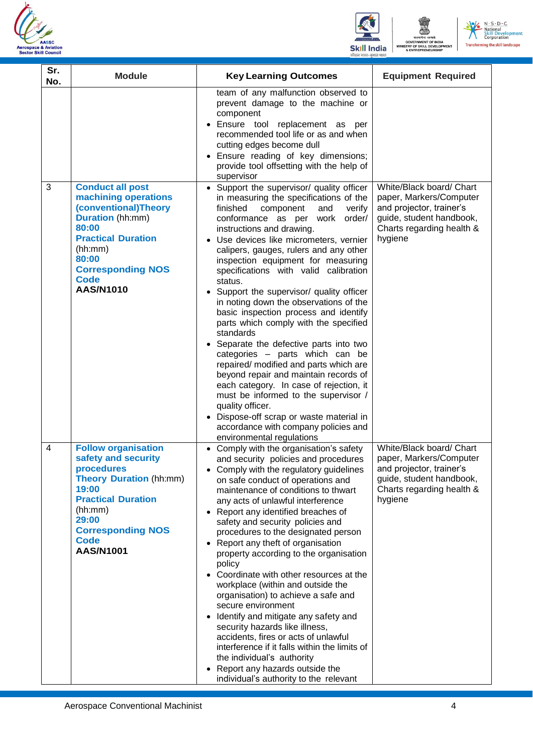| Sr. No. | Module | Key Learning Outcomes | Equipment Required |
|---|---|---|---|
| | | team of any malfunction observed to prevent damage to the machine or component<br>• Ensure tool replacement as per recommended tool life or as and when cutting edges become dull<br>• Ensure reading of key dimensions; provide tool offsetting with the help of supervisor | |
| 3 | **Conduct all post machining operations (conventional)Theory Duration** (hh:mm)<br>**80:00**<br>**Practical Duration** (hh:mm)<br>**80:00**<br>**Corresponding NOS Code**<br>**AAS/N1010** | • Support the supervisor/ quality officer in measuring the specifications of the finished component and verify conformance as per work order/ instructions and drawing.<br>• Use devices like micrometers, vernier calipers, gauges, rulers and any other inspection equipment for measuring specifications with valid calibration status.<br>• Support the supervisor/ quality officer in noting down the observations of the basic inspection process and identify parts which comply with the specified standards<br>• Separate the defective parts into two categories – parts which can be repaired/ modified and parts which are beyond repair and maintain records of each category. In case of rejection, it must be informed to the supervisor / quality officer.<br>• Dispose-off scrap or waste material in accordance with company policies and environmental regulations | White/Black board/ Chart paper, Markers/Computer and projector, trainer's guide, student handbook, Charts regarding health & hygiene |
| 4 | **Follow organisation safety and security procedures**<br>**Theory Duration** (hh:mm)<br>**19:00**<br>**Practical Duration** (hh:mm)<br>**29:00**<br>**Corresponding NOS Code**<br>**AAS/N1001** | • Comply with the organisation's safety and security policies and procedures<br>• Comply with the regulatory guidelines on safe conduct of operations and maintenance of conditions to thwart any acts of unlawful interference<br>• Report any identified breaches of safety and security policies and procedures to the designated person<br>• Report any theft of organisation property according to the organisation policy<br>• Coordinate with other resources at the workplace (within and outside the organisation) to achieve a safe and secure environment<br>• Identify and mitigate any safety and security hazards like illness, accidents, fires or acts of unlawful interference if it falls within the limits of the individual's authority<br>• Report any hazards outside the individual's authority to the relevant | White/Black board/ Chart paper, Markers/Computer and projector, trainer's guide, student handbook, Charts regarding health & hygiene |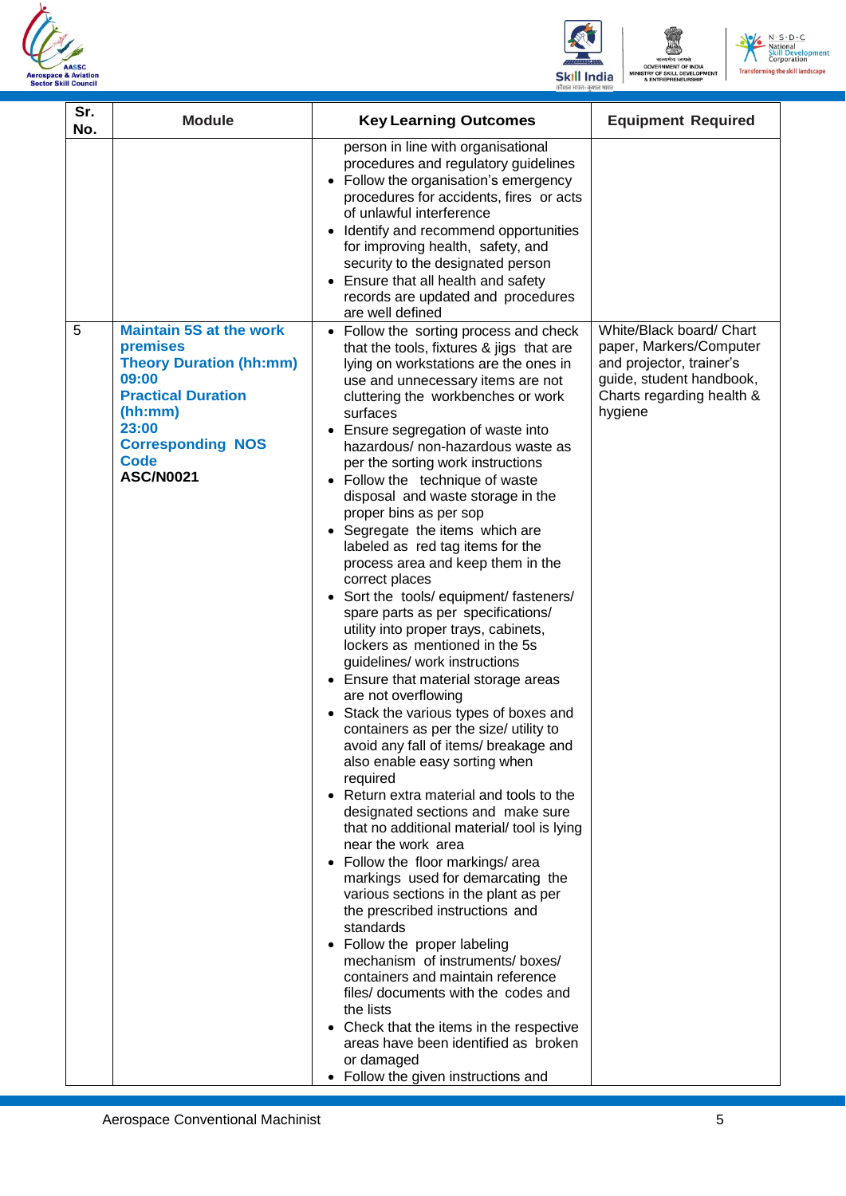| Sr. No. | Module | Key Learning Outcomes | Equipment Required |
|---|---|---|---|
| | | person in line with organisational procedures and regulatory guidelines<br>• Follow the organisation's emergency procedures for accidents, fires or acts of unlawful interference<br>• Identify and recommend opportunities for improving health, safety, and security to the designated person<br>• Ensure that all health and safety records are updated and procedures are well defined | |
| 5 | **Maintain 5S at the work premises**<br>**Theory Duration (hh:mm)**<br>**09:00**<br>**Practical Duration (hh:mm)**<br>**23:00**<br>**Corresponding NOS Code**<br>**ASC/N0021** | • Follow the sorting process and check that the tools, fixtures & jigs that are lying on workstations are the ones in use and unnecessary items are not cluttering the workbenches or work surfaces<br>• Ensure segregation of waste into hazardous/ non-hazardous waste as per the sorting work instructions<br>• Follow the technique of waste disposal and waste storage in the proper bins as per sop<br>• Segregate the items which are labeled as red tag items for the process area and keep them in the correct places<br>• Sort the tools/ equipment/ fasteners/ spare parts as per specifications/ utility into proper trays, cabinets, lockers as mentioned in the 5s guidelines/ work instructions<br>• Ensure that material storage areas are not overflowing<br>• Stack the various types of boxes and containers as per the size/ utility to avoid any fall of items/ breakage and also enable easy sorting when required<br>• Return extra material and tools to the designated sections and make sure that no additional material/ tool is lying near the work area<br>• Follow the floor markings/ area markings used for demarcating the various sections in the plant as per the prescribed instructions and standards<br>• Follow the proper labeling mechanism of instruments/ boxes/ containers and maintain reference files/ documents with the codes and the lists<br>• Check that the items in the respective areas have been identified as broken or damaged<br>• Follow the given instructions and | White/Black board/ Chart paper, Markers/Computer and projector, trainer's guide, student handbook, Charts regarding health & hygiene |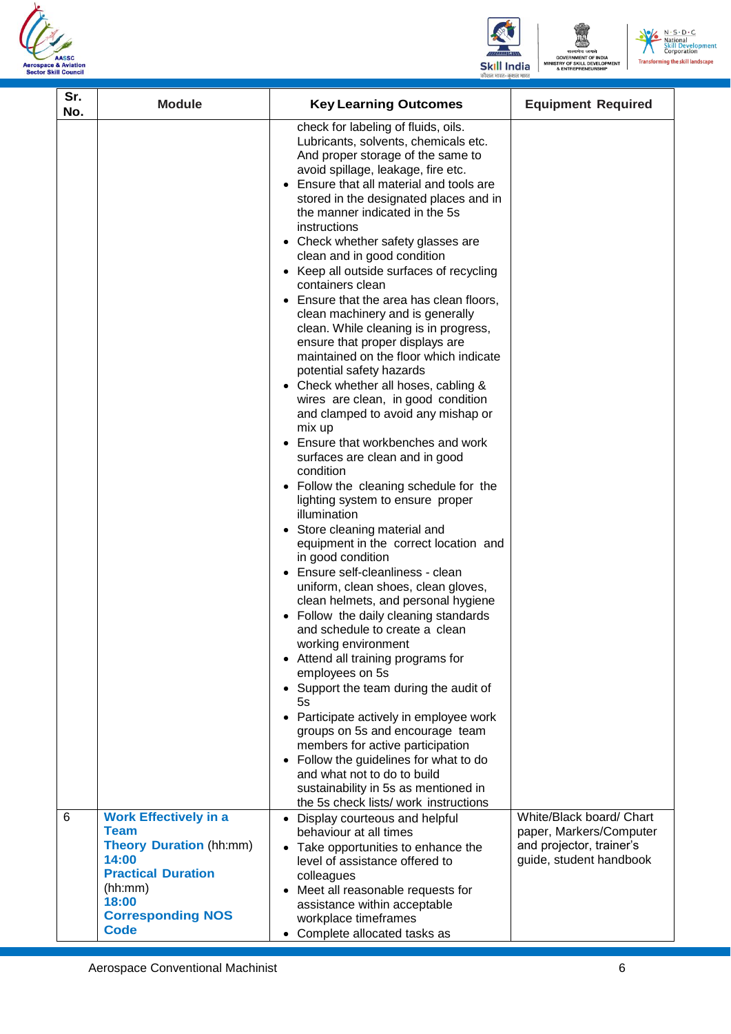| Sr. No. | Module | Key Learning Outcomes | Equipment Required |
|---|---|---|---|
| | | check for labeling of fluids, oils. Lubricants, solvents, chemicals etc. And proper storage of the same to avoid spillage, leakage, fire etc.<br>• Ensure that all material and tools are stored in the designated places and in the manner indicated in the 5s instructions<br>• Check whether safety glasses are clean and in good condition<br>• Keep all outside surfaces of recycling containers clean<br>• Ensure that the area has clean floors, clean machinery and is generally clean. While cleaning is in progress, ensure that proper displays are maintained on the floor which indicate potential safety hazards<br>• Check whether all hoses, cabling & wires are clean, in good condition and clamped to avoid any mishap or mix up<br>• Ensure that workbenches and work surfaces are clean and in good condition<br>• Follow the cleaning schedule for the lighting system to ensure proper illumination<br>• Store cleaning material and equipment in the correct location and in good condition<br>• Ensure self-cleanliness - clean uniform, clean shoes, clean gloves, clean helmets, and personal hygiene<br>• Follow the daily cleaning standards and schedule to create a clean working environment<br>• Attend all training programs for employees on 5s<br>• Support the team during the audit of 5s<br>• Participate actively in employee work groups on 5s and encourage team members for active participation<br>• Follow the guidelines for what to do and what not to do to build sustainability in 5s as mentioned in the 5s check lists/ work instructions | |
| 6 | **Work Effectively in a Team**<br>**Theory Duration** (hh:mm)<br>**14:00**<br>**Practical Duration** (hh:mm)<br>**18:00**<br>**Corresponding NOS Code** | • Display courteous and helpful behaviour at all times<br>• Take opportunities to enhance the level of assistance offered to colleagues<br>• Meet all reasonable requests for assistance within acceptable workplace timeframes<br>• Complete allocated tasks as | White/Black board/ Chart paper, Markers/Computer and projector, trainer's guide, student handbook |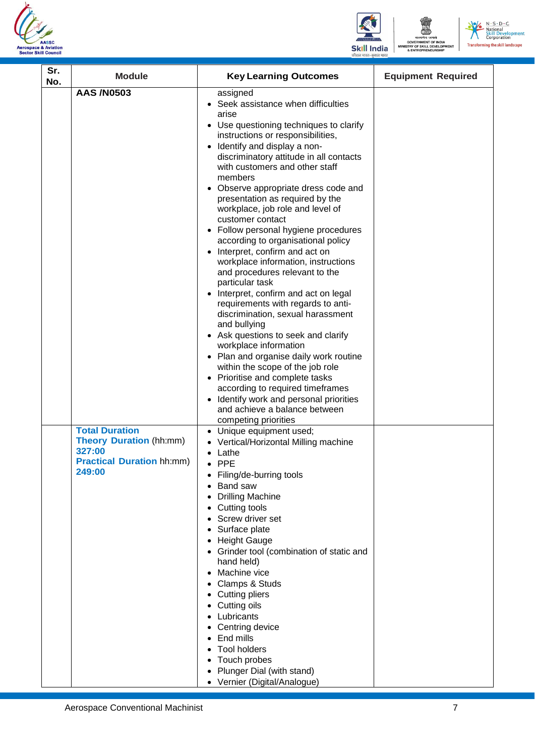| Sr. No. | Module | Key Learning Outcomes | Equipment Required |
|---|---|---|---|
| | **AAS /N0503** | assigned<br>• Seek assistance when difficulties arise<br>• Use questioning techniques to clarify instructions or responsibilities,<br>• Identify and display a non-discriminatory attitude in all contacts with customers and other staff members<br>• Observe appropriate dress code and presentation as required by the workplace, job role and level of customer contact<br>• Follow personal hygiene procedures according to organisational policy<br>• Interpret, confirm and act on workplace information, instructions and procedures relevant to the particular task<br>• Interpret, confirm and act on legal requirements with regards to anti-discrimination, sexual harassment and bullying<br>• Ask questions to seek and clarify workplace information<br>• Plan and organise daily work routine within the scope of the job role<br>• Prioritise and complete tasks according to required timeframes<br>• Identify work and personal priorities and achieve a balance between competing priorities | |
| | **Total Duration**<br>**Theory Duration** (hh:mm)<br>**327:00**<br>**Practical Duration** hh:mm)<br>**249:00** | • Unique equipment used;<br>• Vertical/Horizontal Milling machine<br>• Lathe<br>• PPE<br>• Filing/de-burring tools<br>• Band saw<br>• Drilling Machine<br>• Cutting tools<br>• Screw driver set<br>• Surface plate<br>• Height Gauge<br>• Grinder tool (combination of static and hand held)<br>• Machine vice<br>• Clamps & Studs<br>• Cutting pliers<br>• Cutting oils<br>• Lubricants<br>• Centring device<br>• End mills<br>• Tool holders<br>• Touch probes<br>• Plunger Dial (with stand)<br>• Vernier (Digital/Analogue) | |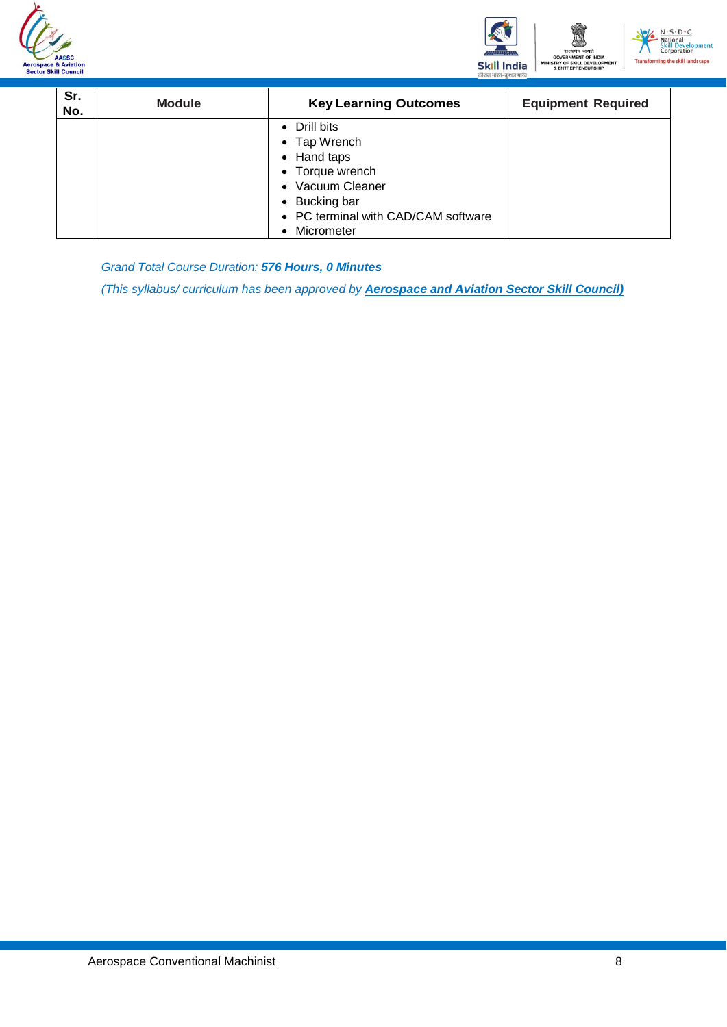| Sr. No. | Module | Key Learning Outcomes | Equipment Required |
|---|---|---|---|
| | | • Drill bits<br>• Tap Wrench<br>• Hand taps<br>• Torque wrench<br>• Vacuum Cleaner<br>• Bucking bar<br>• PC terminal with CAD/CAM software<br>• Micrometer | |

*Grand Total Course Duration:* ***576 Hours, 0 Minutes***

*(This syllabus/ curriculum has been approved by* ***Aerospace and Aviation Sector Skill Council)***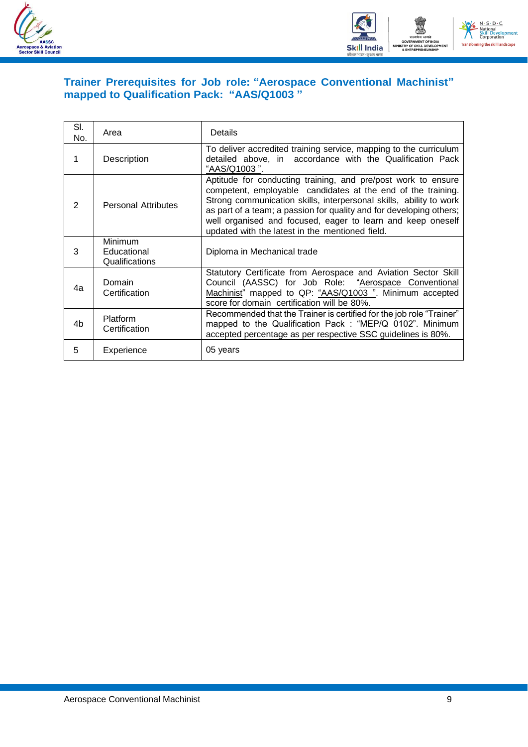## Trainer Prerequisites for Job role: "Aerospace Conventional Machinist" mapped to Qualification Pack: "AAS/Q1003 "

| Sl. No. | Area | Details |
|---|---|---|
| 1 | Description | To deliver accredited training service, mapping to the curriculum detailed above, in accordance with the Qualification Pack "AAS/Q1003 ". |
| 2 | Personal Attributes | Aptitude for conducting training, and pre/post work to ensure competent, employable candidates at the end of the training. Strong communication skills, interpersonal skills, ability to work as part of a team; a passion for quality and for developing others; well organised and focused, eager to learn and keep oneself updated with the latest in the mentioned field. |
| 3 | Minimum Educational Qualifications | Diploma in Mechanical trade |
| 4a | Domain Certification | Statutory Certificate from Aerospace and Aviation Sector Skill Council (AASSC) for Job Role: "Aerospace Conventional Machinist" mapped to QP: "AAS/Q1003 ". Minimum accepted score for domain certification will be 80%. |
| 4b | Platform Certification | Recommended that the Trainer is certified for the job role "Trainer" mapped to the Qualification Pack : "MEP/Q 0102". Minimum accepted percentage as per respective SSC guidelines is 80%. |
| 5 | Experience | 05 years |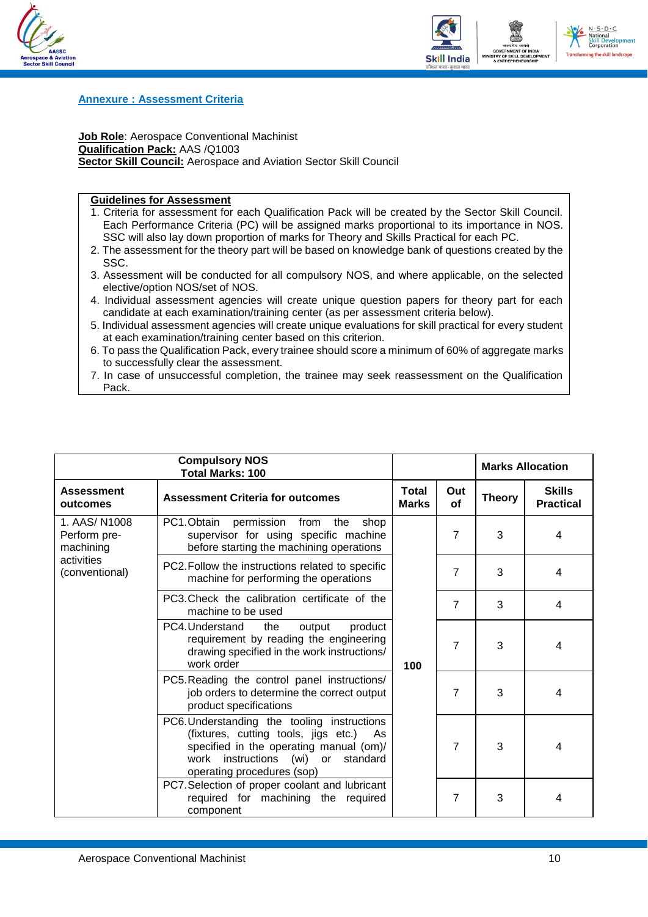## Annexure : Assessment Criteria

**Job Role**: Aerospace Conventional Machinist
**Qualification Pack:** AAS /Q1003
**Sector Skill Council:** Aerospace and Aviation Sector Skill Council

**Guidelines for Assessment**

1. Criteria for assessment for each Qualification Pack will be created by the Sector Skill Council. Each Performance Criteria (PC) will be assigned marks proportional to its importance in NOS. SSC will also lay down proportion of marks for Theory and Skills Practical for each PC.
2. The assessment for the theory part will be based on knowledge bank of questions created by the SSC.
3. Assessment will be conducted for all compulsory NOS, and where applicable, on the selected elective/option NOS/set of NOS.
4. Individual assessment agencies will create unique question papers for theory part for each candidate at each examination/training center (as per assessment criteria below).
5. Individual assessment agencies will create unique evaluations for skill practical for every student at each examination/training center based on this criterion.
6. To pass the Qualification Pack, every trainee should score a minimum of 60% of aggregate marks to successfully clear the assessment.
7. In case of unsuccessful completion, the trainee may seek reassessment on the Qualification Pack.

| Compulsory NOS<br>Total Marks: 100 | | | | Marks Allocation | |
|---|---|---|---|---|---|
| **Assessment outcomes** | **Assessment Criteria for outcomes** | **Total Marks** | **Out of** | **Theory** | **Skills Practical** |
| 1. AAS/ N1008 Perform pre-machining activities (conventional) | PC1.Obtain permission from the shop supervisor for using specific machine before starting the machining operations | 100 | 7 | 3 | 4 |
| | PC2.Follow the instructions related to specific machine for performing the operations | | 7 | 3 | 4 |
| | PC3.Check the calibration certificate of the machine to be used | | 7 | 3 | 4 |
| | PC4.Understand the output product requirement by reading the engineering drawing specified in the work instructions/ work order | | 7 | 3 | 4 |
| | PC5.Reading the control panel instructions/ job orders to determine the correct output product specifications | | 7 | 3 | 4 |
| | PC6.Understanding the tooling instructions (fixtures, cutting tools, jigs etc.) As specified in the operating manual (om)/ work instructions (wi) or standard operating procedures (sop) | | 7 | 3 | 4 |
| | PC7.Selection of proper coolant and lubricant required for machining the required component | | 7 | 3 | 4 |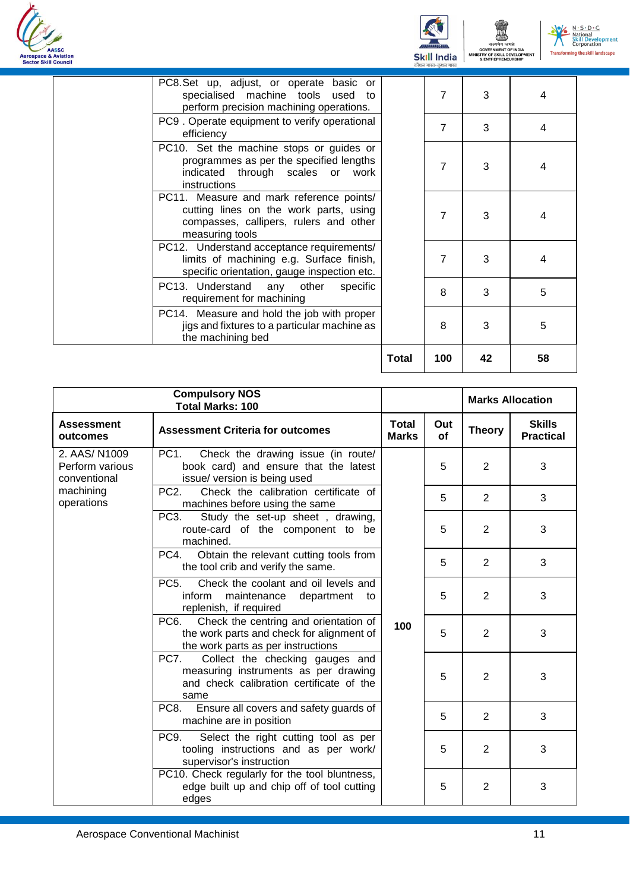| | | | | | |
|---|---|---|---|---|---|
| | PC8. Set up, adjust, or operate basic or specialised machine tools used to perform precision machining operations. | | 7 | 3 | 4 |
| | PC9 . Operate equipment to verify operational efficiency | | 7 | 3 | 4 |
| | PC10. Set the machine stops or guides or programmes as per the specified lengths indicated through scales or work instructions | | 7 | 3 | 4 |
| | PC11. Measure and mark reference points/ cutting lines on the work parts, using compasses, callipers, rulers and other measuring tools | | 7 | 3 | 4 |
| | PC12. Understand acceptance requirements/ limits of machining e.g. Surface finish, specific orientation, gauge inspection etc. | | 7 | 3 | 4 |
| | PC13. Understand any other specific requirement for machining | | 8 | 3 | 5 |
| | PC14. Measure and hold the job with proper jigs and fixtures to a particular machine as the machining bed | | 8 | 3 | 5 |
| | | **Total** | **100** | **42** | **58** |

| **Compulsory NOS**<br>**Total Marks: 100** | | | | **Marks Allocation** | |
|---|---|---|---|---|---|
| **Assessment outcomes** | **Assessment Criteria for outcomes** | **Total Marks** | **Out of** | **Theory** | **Skills Practical** |
| 2. AAS/ N1009 Perform various conventional machining operations | PC1. Check the drawing issue (in route/ book card) and ensure that the latest issue/ version is being used | 100 | 5 | 2 | 3 |
| | PC2. Check the calibration certificate of machines before using the same | | 5 | 2 | 3 |
| | PC3. Study the set-up sheet , drawing, route-card of the component to be machined. | | 5 | 2 | 3 |
| | PC4. Obtain the relevant cutting tools from the tool crib and verify the same. | | 5 | 2 | 3 |
| | PC5. Check the coolant and oil levels and inform maintenance department to replenish, if required | | 5 | 2 | 3 |
| | PC6. Check the centring and orientation of the work parts and check for alignment of the work parts as per instructions | | 5 | 2 | 3 |
| | PC7. Collect the checking gauges and measuring instruments as per drawing and check calibration certificate of the same | | 5 | 2 | 3 |
| | PC8. Ensure all covers and safety guards of machine are in position | | 5 | 2 | 3 |
| | PC9. Select the right cutting tool as per tooling instructions and as per work/ supervisor's instruction | | 5 | 2 | 3 |
| | PC10. Check regularly for the tool bluntness, edge built up and chip off of tool cutting edges | | 5 | 2 | 3 |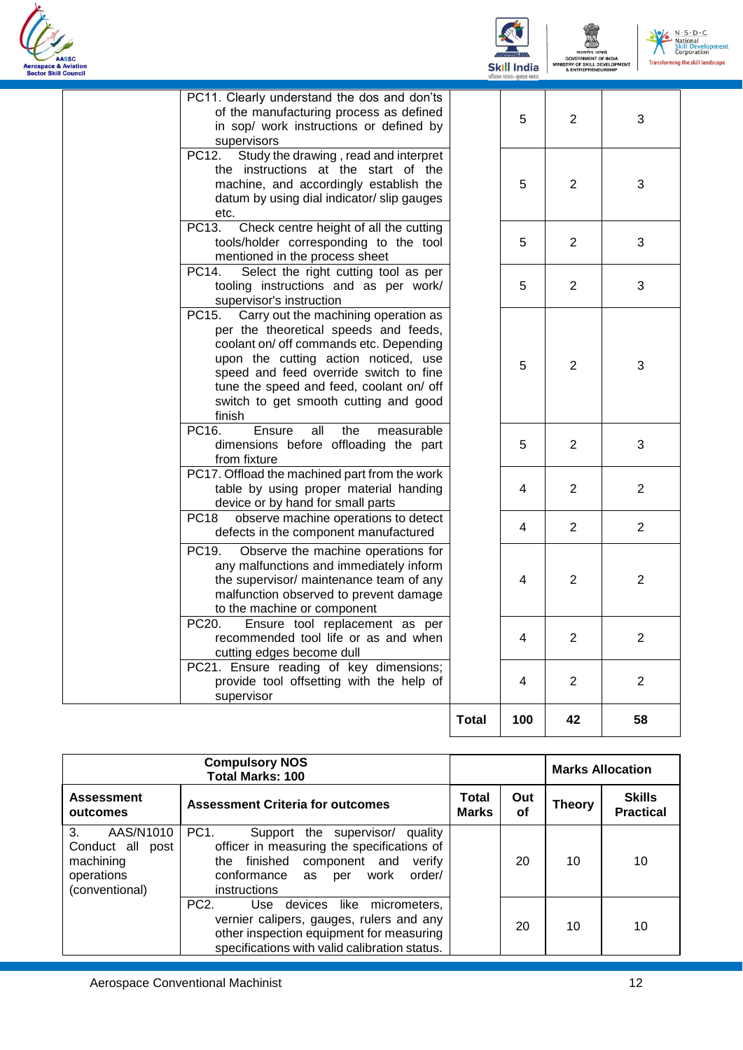| | | | | | |
|---|---|---|---|---|---|
| | PC11. Clearly understand the dos and don'ts of the manufacturing process as defined in sop/ work instructions or defined by supervisors | | 5 | 2 | 3 |
| | PC12. Study the drawing , read and interpret the instructions at the start of the machine, and accordingly establish the datum by using dial indicator/ slip gauges etc. | | 5 | 2 | 3 |
| | PC13. Check centre height of all the cutting tools/holder corresponding to the tool mentioned in the process sheet | | 5 | 2 | 3 |
| | PC14. Select the right cutting tool as per tooling instructions and as per work/ supervisor's instruction | | 5 | 2 | 3 |
| | PC15. Carry out the machining operation as per the theoretical speeds and feeds, coolant on/ off commands etc. Depending upon the cutting action noticed, use speed and feed override switch to fine tune the speed and feed, coolant on/ off switch to get smooth cutting and good finish | | 5 | 2 | 3 |
| | PC16. Ensure all the measurable dimensions before offloading the part from fixture | | 5 | 2 | 3 |
| | PC17. Offload the machined part from the work table by using proper material handing device or by hand for small parts | | 4 | 2 | 2 |
| | PC18 observe machine operations to detect defects in the component manufactured | | 4 | 2 | 2 |
| | PC19. Observe the machine operations for any malfunctions and immediately inform the supervisor/ maintenance team of any malfunction observed to prevent damage to the machine or component | | 4 | 2 | 2 |
| | PC20. Ensure tool replacement as per recommended tool life or as and when cutting edges become dull | | 4 | 2 | 2 |
| | PC21. Ensure reading of key dimensions; provide tool offsetting with the help of supervisor | | 4 | 2 | 2 |
| | | **Total** | **100** | **42** | **58** |

| **Compulsory NOS**<br>**Total Marks: 100** | | | | **Marks Allocation** | |
|---|---|---|---|---|---|
| **Assessment outcomes** | **Assessment Criteria for outcomes** | **Total Marks** | **Out of** | **Theory** | **Skills Practical** |
| 3. AAS/N1010 Conduct all post machining operations (conventional) | PC1. Support the supervisor/ quality officer in measuring the specifications of the finished component and verify conformance as per work order/ instructions | | 20 | 10 | 10 |
| | PC2. Use devices like micrometers, vernier calipers, gauges, rulers and any other inspection equipment for measuring specifications with valid calibration status. | | 20 | 10 | 10 |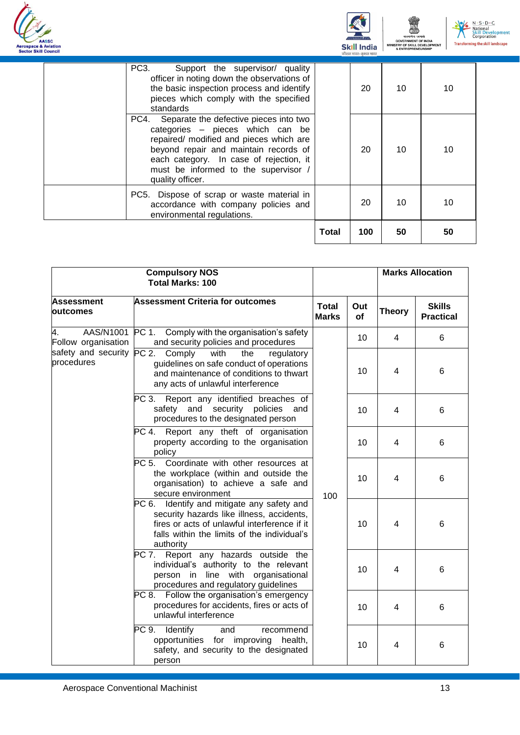| | | | | | |
|---|---|---|---|---|---|
| | PC3. Support the supervisor/ quality officer in noting down the observations of the basic inspection process and identify pieces which comply with the specified standards | | 20 | 10 | 10 |
| | PC4. Separate the defective pieces into two categories – pieces which can be repaired/ modified and pieces which are beyond repair and maintain records of each category. In case of rejection, it must be informed to the supervisor / quality officer. | | 20 | 10 | 10 |
| | PC5. Dispose of scrap or waste material in accordance with company policies and environmental regulations. | | 20 | 10 | 10 |
| | | **Total** | **100** | **50** | **50** |

| Compulsory NOS<br>Total Marks: 100 | | | | Marks Allocation | |
|---|---|---|---|---|---|
| **Assessment outcomes** | **Assessment Criteria for outcomes** | **Total Marks** | **Out of** | **Theory** | **Skills Practical** |
| 4. AAS/N1001 Follow organisation safety and security procedures | PC 1. Comply with the organisation's safety and security policies and procedures | 100 | 10 | 4 | 6 |
| | PC 2. Comply with the regulatory guidelines on safe conduct of operations and maintenance of conditions to thwart any acts of unlawful interference | | 10 | 4 | 6 |
| | PC 3. Report any identified breaches of safety and security policies and procedures to the designated person | | 10 | 4 | 6 |
| | PC 4. Report any theft of organisation property according to the organisation policy | | 10 | 4 | 6 |
| | PC 5. Coordinate with other resources at the workplace (within and outside the organisation) to achieve a safe and secure environment | | 10 | 4 | 6 |
| | PC 6. Identify and mitigate any safety and security hazards like illness, accidents, fires or acts of unlawful interference if it falls within the limits of the individual's authority | | 10 | 4 | 6 |
| | PC 7. Report any hazards outside the individual's authority to the relevant person in line with organisational procedures and regulatory guidelines | | 10 | 4 | 6 |
| | PC 8. Follow the organisation's emergency procedures for accidents, fires or acts of unlawful interference | | 10 | 4 | 6 |
| | PC 9. Identify and recommend opportunities for improving health, safety, and security to the designated person | | 10 | 4 | 6 |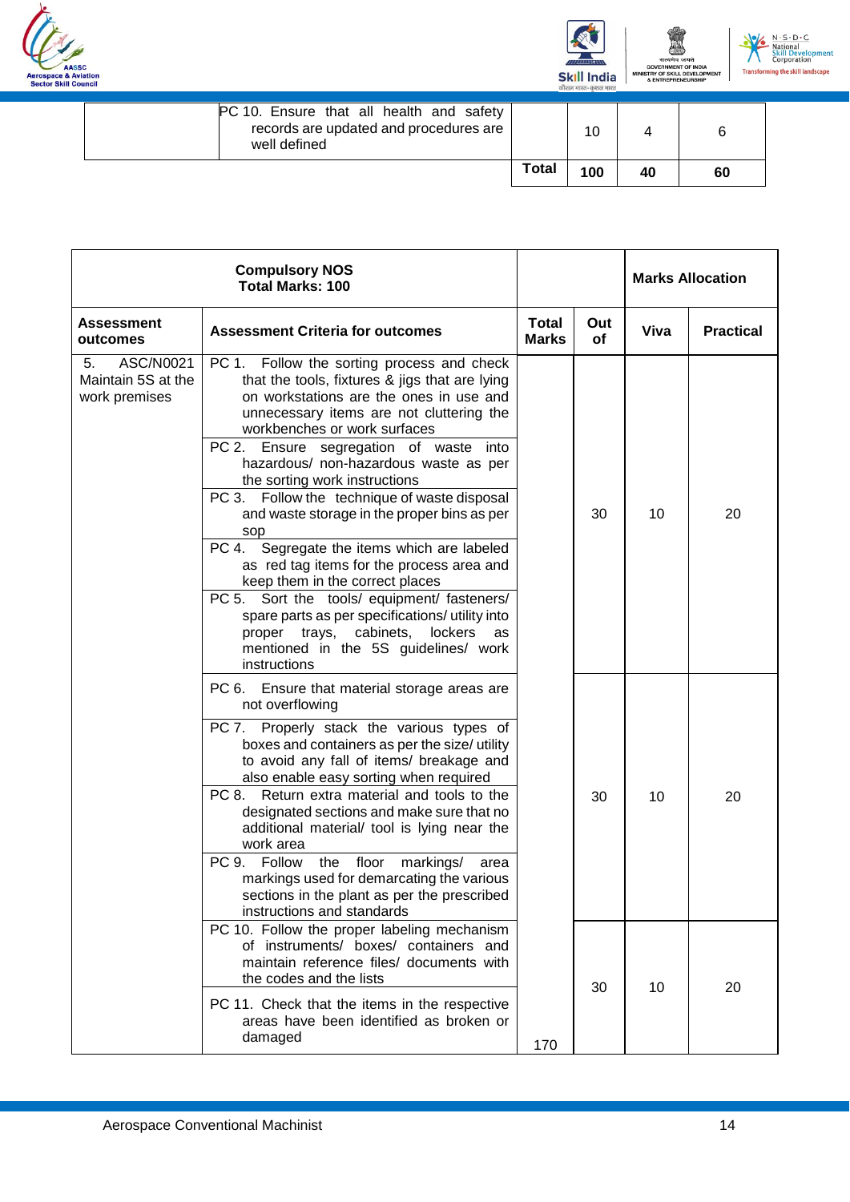| | | | | | |
|---|---|---|---|---|---|
| | PC 10. Ensure that all health and safety records are updated and procedures are well defined | | 10 | 4 | 6 |
| | | Total | 100 | 40 | 60 |

| Compulsory NOS Total Marks: 100 | | | | Marks Allocation | |
|---|---|---|---|---|---|
| **Assessment outcomes** | **Assessment Criteria for outcomes** | **Total Marks** | **Out of** | **Viva** | **Practical** |
| 5. ASC/N0021 Maintain 5S at the work premises | PC 1. Follow the sorting process and check that the tools, fixtures & jigs that are lying on workstations are the ones in use and unnecessary items are not cluttering the workbenches or work surfaces<br>PC 2. Ensure segregation of waste into hazardous/ non-hazardous waste as per the sorting work instructions<br>PC 3. Follow the technique of waste disposal and waste storage in the proper bins as per sop<br>PC 4. Segregate the items which are labeled as red tag items for the process area and keep them in the correct places<br>PC 5. Sort the tools/ equipment/ fasteners/ spare parts as per specifications/ utility into proper trays, cabinets, lockers as mentioned in the 5S guidelines/ work instructions | | 30 | 10 | 20 |
| | PC 6. Ensure that material storage areas are not overflowing<br>PC 7. Properly stack the various types of boxes and containers as per the size/ utility to avoid any fall of items/ breakage and also enable easy sorting when required<br>PC 8. Return extra material and tools to the designated sections and make sure that no additional material/ tool is lying near the work area<br>PC 9. Follow the floor markings/ area markings used for demarcating the various sections in the plant as per the prescribed instructions and standards | | 30 | 10 | 20 |
| | PC 10. Follow the proper labeling mechanism of instruments/ boxes/ containers and maintain reference files/ documents with the codes and the lists<br>PC 11. Check that the items in the respective areas have been identified as broken or damaged | 170 | 30 | 10 | 20 |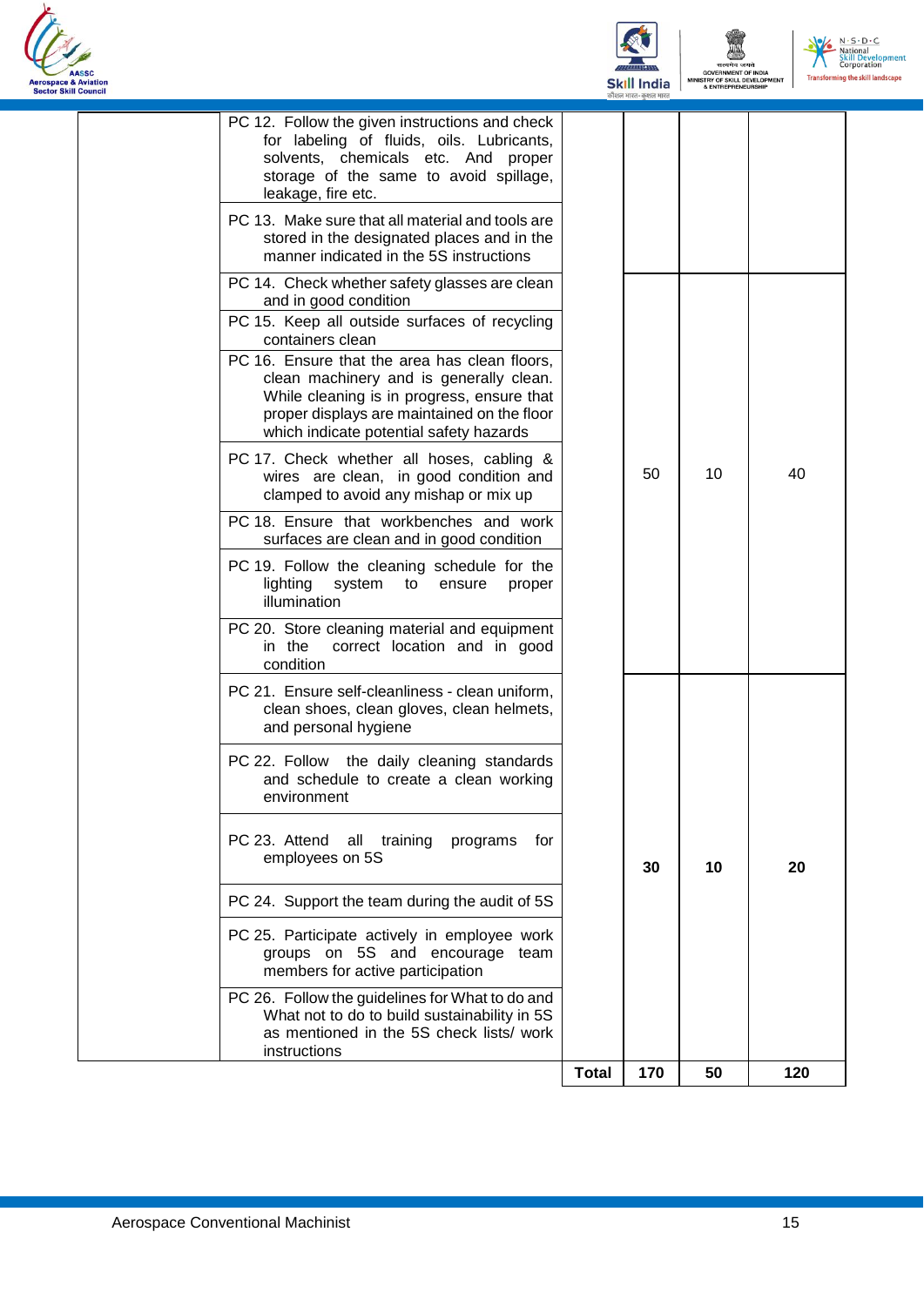| | | | | | |
|---|---|---|---|---|---|
| | PC 12. Follow the given instructions and check for labeling of fluids, oils. Lubricants, solvents, chemicals etc. And proper storage of the same to avoid spillage, leakage, fire etc. | | | | |
| | PC 13. Make sure that all material and tools are stored in the designated places and in the manner indicated in the 5S instructions | | | | |
| | PC 14. Check whether safety glasses are clean and in good condition | | 50 | 10 | 40 |
| | PC 15. Keep all outside surfaces of recycling containers clean | | | | |
| | PC 16. Ensure that the area has clean floors, clean machinery and is generally clean. While cleaning is in progress, ensure that proper displays are maintained on the floor which indicate potential safety hazards | | | | |
| | PC 17. Check whether all hoses, cabling & wires are clean, in good condition and clamped to avoid any mishap or mix up | | | | |
| | PC 18. Ensure that workbenches and work surfaces are clean and in good condition | | | | |
| | PC 19. Follow the cleaning schedule for the lighting system to ensure proper illumination | | | | |
| | PC 20. Store cleaning material and equipment in the correct location and in good condition | | | | |
| | PC 21. Ensure self-cleanliness - clean uniform, clean shoes, clean gloves, clean helmets, and personal hygiene | | **30** | **10** | **20** |
| | PC 22. Follow the daily cleaning standards and schedule to create a clean working environment | | | | |
| | PC 23. Attend all training programs for employees on 5S | | | | |
| | PC 24. Support the team during the audit of 5S | | | | |
| | PC 25. Participate actively in employee work groups on 5S and encourage team members for active participation | | | | |
| | PC 26. Follow the guidelines for What to do and What not to do to build sustainability in 5S as mentioned in the 5S check lists/ work instructions | | | | |
| | | **Total** | **170** | **50** | **120** |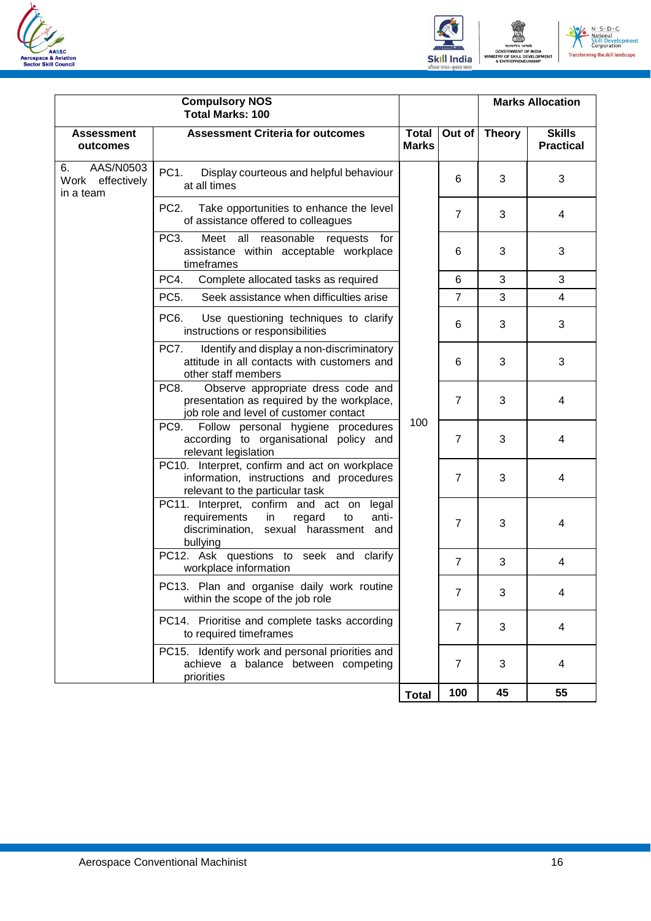| Compulsory NOS<br>Total Marks: 100 | | | | Marks Allocation | |
|---|---|---|---|---|---|
| Assessment outcomes | Assessment Criteria for outcomes | Total Marks | Out of | Theory | Skills Practical |
| 6. AAS/N0503 Work effectively in a team | PC1. Display courteous and helpful behaviour at all times | 100 | 6 | 3 | 3 |
| | PC2. Take opportunities to enhance the level of assistance offered to colleagues | | 7 | 3 | 4 |
| | PC3. Meet all reasonable requests for assistance within acceptable workplace timeframes | | 6 | 3 | 3 |
| | PC4. Complete allocated tasks as required | | 6 | 3 | 3 |
| | PC5. Seek assistance when difficulties arise | | 7 | 3 | 4 |
| | PC6. Use questioning techniques to clarify instructions or responsibilities | | 6 | 3 | 3 |
| | PC7. Identify and display a non-discriminatory attitude in all contacts with customers and other staff members | | 6 | 3 | 3 |
| | PC8. Observe appropriate dress code and presentation as required by the workplace, job role and level of customer contact | | 7 | 3 | 4 |
| | PC9. Follow personal hygiene procedures according to organisational policy and relevant legislation | | 7 | 3 | 4 |
| | PC10. Interpret, confirm and act on workplace information, instructions and procedures relevant to the particular task | | 7 | 3 | 4 |
| | PC11. Interpret, confirm and act on legal requirements in regard to anti-discrimination, sexual harassment and bullying | | 7 | 3 | 4 |
| | PC12. Ask questions to seek and clarify workplace information | | 7 | 3 | 4 |
| | PC13. Plan and organise daily work routine within the scope of the job role | | 7 | 3 | 4 |
| | PC14. Prioritise and complete tasks according to required timeframes | | 7 | 3 | 4 |
| | PC15. Identify work and personal priorities and achieve a balance between competing priorities | | 7 | 3 | 4 |
| | | **Total** | **100** | **45** | **55** |